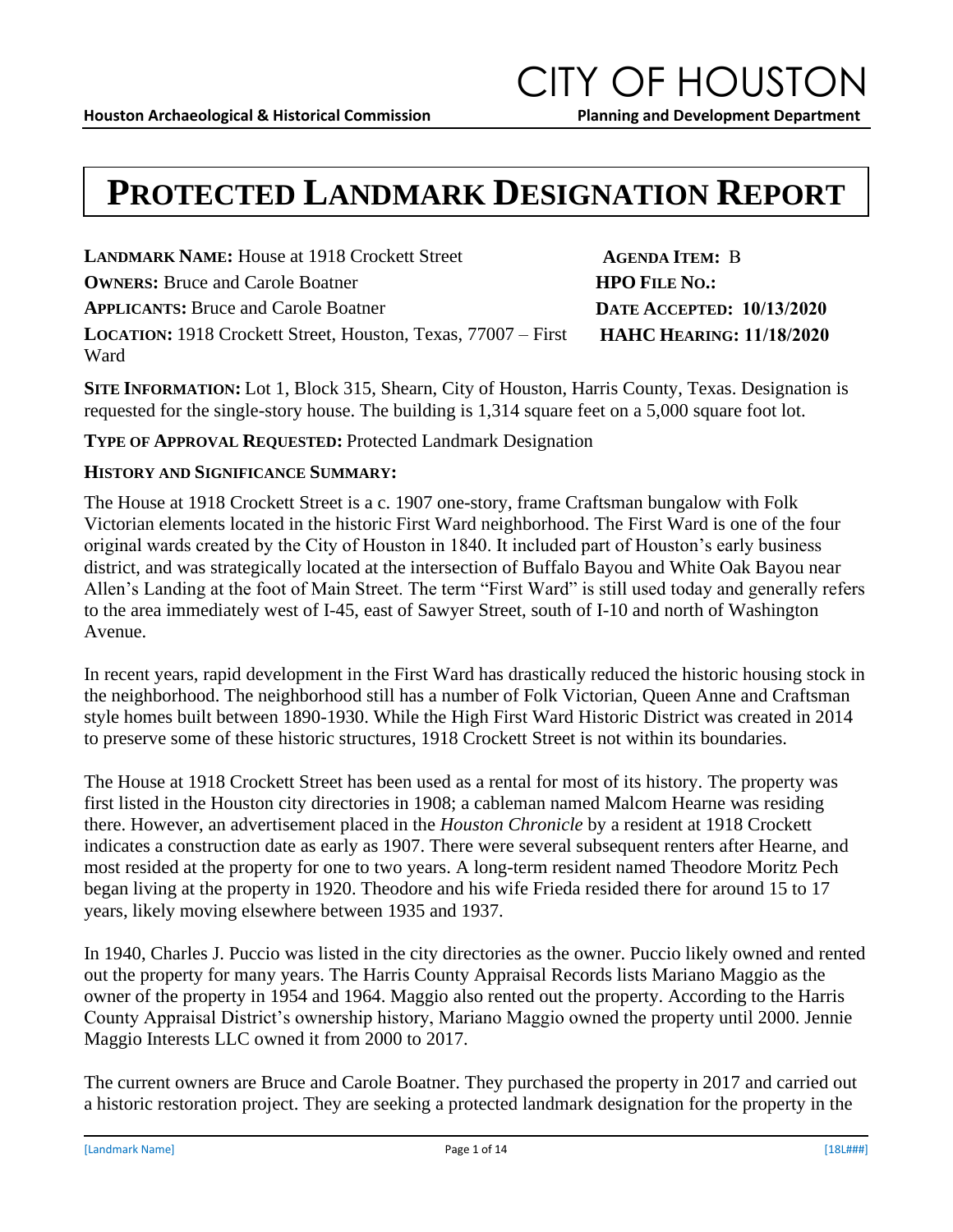CITY OF HOUSTON

**Houston Archaeological & Historical Commission** **Planning and Development Department**

# PROTECTED LANDMARK DESIGNATION REPORT

**LANDMARK NAME:** House at 1918 Crockett Street
**OWNERS:** Bruce and Carole Boatner
**APPLICANTS:** Bruce and Carole Boatner
**LOCATION:** 1918 Crockett Street, Houston, Texas, 77007 – First Ward

**AGENDA ITEM:** B
**HPO FILE NO.:**
**DATE ACCEPTED: 10/13/2020**
**HAHC HEARING: 11/18/2020**

**SITE INFORMATION:** Lot 1, Block 315, Shearn, City of Houston, Harris County, Texas. Designation is requested for the single-story house. The building is 1,314 square feet on a 5,000 square foot lot.

**TYPE OF APPROVAL REQUESTED:** Protected Landmark Designation

**HISTORY AND SIGNIFICANCE SUMMARY:**

The House at 1918 Crockett Street is a c. 1907 one-story, frame Craftsman bungalow with Folk Victorian elements located in the historic First Ward neighborhood. The First Ward is one of the four original wards created by the City of Houston in 1840. It included part of Houston's early business district, and was strategically located at the intersection of Buffalo Bayou and White Oak Bayou near Allen's Landing at the foot of Main Street. The term "First Ward" is still used today and generally refers to the area immediately west of I-45, east of Sawyer Street, south of I-10 and north of Washington Avenue.

In recent years, rapid development in the First Ward has drastically reduced the historic housing stock in the neighborhood. The neighborhood still has a number of Folk Victorian, Queen Anne and Craftsman style homes built between 1890-1930. While the High First Ward Historic District was created in 2014 to preserve some of these historic structures, 1918 Crockett Street is not within its boundaries.

The House at 1918 Crockett Street has been used as a rental for most of its history. The property was first listed in the Houston city directories in 1908; a cableman named Malcom Hearne was residing there. However, an advertisement placed in the *Houston Chronicle* by a resident at 1918 Crockett indicates a construction date as early as 1907. There were several subsequent renters after Hearne, and most resided at the property for one to two years. A long-term resident named Theodore Moritz Pech began living at the property in 1920. Theodore and his wife Frieda resided there for around 15 to 17 years, likely moving elsewhere between 1935 and 1937.

In 1940, Charles J. Puccio was listed in the city directories as the owner. Puccio likely owned and rented out the property for many years. The Harris County Appraisal Records lists Mariano Maggio as the owner of the property in 1954 and 1964. Maggio also rented out the property. According to the Harris County Appraisal District's ownership history, Mariano Maggio owned the property until 2000. Jennie Maggio Interests LLC owned it from 2000 to 2017.

The current owners are Bruce and Carole Boatner. They purchased the property in 2017 and carried out a historic restoration project. They are seeking a protected landmark designation for the property in the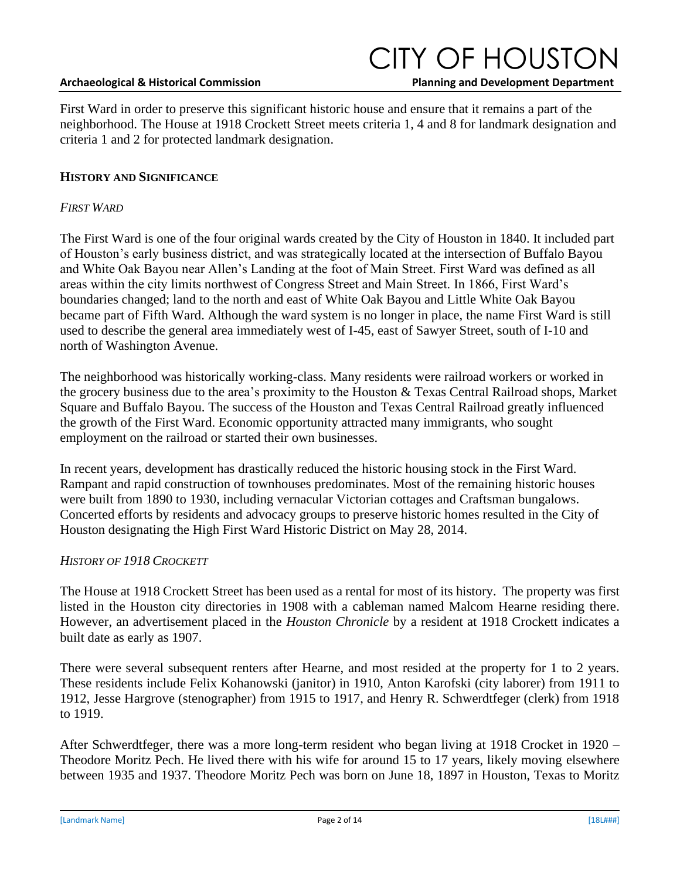First Ward in order to preserve this significant historic house and ensure that it remains a part of the neighborhood. The House at 1918 Crockett Street meets criteria 1, 4 and 8 for landmark designation and criteria 1 and 2 for protected landmark designation.

## HISTORY AND SIGNIFICANCE

### *FIRST WARD*

The First Ward is one of the four original wards created by the City of Houston in 1840. It included part of Houston's early business district, and was strategically located at the intersection of Buffalo Bayou and White Oak Bayou near Allen's Landing at the foot of Main Street. First Ward was defined as all areas within the city limits northwest of Congress Street and Main Street. In 1866, First Ward's boundaries changed; land to the north and east of White Oak Bayou and Little White Oak Bayou became part of Fifth Ward. Although the ward system is no longer in place, the name First Ward is still used to describe the general area immediately west of I-45, east of Sawyer Street, south of I-10 and north of Washington Avenue.

The neighborhood was historically working-class. Many residents were railroad workers or worked in the grocery business due to the area's proximity to the Houston & Texas Central Railroad shops, Market Square and Buffalo Bayou. The success of the Houston and Texas Central Railroad greatly influenced the growth of the First Ward. Economic opportunity attracted many immigrants, who sought employment on the railroad or started their own businesses.

In recent years, development has drastically reduced the historic housing stock in the First Ward. Rampant and rapid construction of townhouses predominates. Most of the remaining historic houses were built from 1890 to 1930, including vernacular Victorian cottages and Craftsman bungalows. Concerted efforts by residents and advocacy groups to preserve historic homes resulted in the City of Houston designating the High First Ward Historic District on May 28, 2014.

### *HISTORY OF 1918 CROCKETT*

The House at 1918 Crockett Street has been used as a rental for most of its history. The property was first listed in the Houston city directories in 1908 with a cableman named Malcom Hearne residing there. However, an advertisement placed in the *Houston Chronicle* by a resident at 1918 Crockett indicates a built date as early as 1907.

There were several subsequent renters after Hearne, and most resided at the property for 1 to 2 years. These residents include Felix Kohanowski (janitor) in 1910, Anton Karofski (city laborer) from 1911 to 1912, Jesse Hargrove (stenographer) from 1915 to 1917, and Henry R. Schwerdtfeger (clerk) from 1918 to 1919.

After Schwerdtfeger, there was a more long-term resident who began living at 1918 Crocket in 1920 – Theodore Moritz Pech. He lived there with his wife for around 15 to 17 years, likely moving elsewhere between 1935 and 1937. Theodore Moritz Pech was born on June 18, 1897 in Houston, Texas to Moritz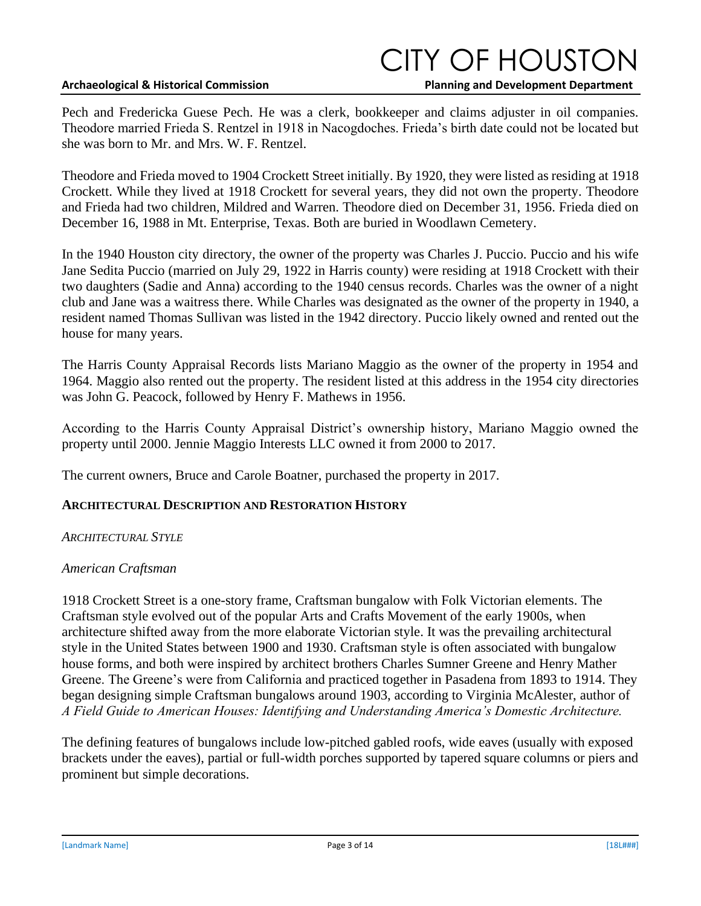Pech and Fredericka Guese Pech. He was a clerk, bookkeeper and claims adjuster in oil companies. Theodore married Frieda S. Rentzel in 1918 in Nacogdoches. Frieda's birth date could not be located but she was born to Mr. and Mrs. W. F. Rentzel.

Theodore and Frieda moved to 1904 Crockett Street initially. By 1920, they were listed as residing at 1918 Crockett. While they lived at 1918 Crockett for several years, they did not own the property. Theodore and Frieda had two children, Mildred and Warren. Theodore died on December 31, 1956. Frieda died on December 16, 1988 in Mt. Enterprise, Texas. Both are buried in Woodlawn Cemetery.

In the 1940 Houston city directory, the owner of the property was Charles J. Puccio. Puccio and his wife Jane Sedita Puccio (married on July 29, 1922 in Harris county) were residing at 1918 Crockett with their two daughters (Sadie and Anna) according to the 1940 census records. Charles was the owner of a night club and Jane was a waitress there. While Charles was designated as the owner of the property in 1940, a resident named Thomas Sullivan was listed in the 1942 directory. Puccio likely owned and rented out the house for many years.

The Harris County Appraisal Records lists Mariano Maggio as the owner of the property in 1954 and 1964. Maggio also rented out the property. The resident listed at this address in the 1954 city directories was John G. Peacock, followed by Henry F. Mathews in 1956.

According to the Harris County Appraisal District's ownership history, Mariano Maggio owned the property until 2000. Jennie Maggio Interests LLC owned it from 2000 to 2017.

The current owners, Bruce and Carole Boatner, purchased the property in 2017.

## ARCHITECTURAL DESCRIPTION AND RESTORATION HISTORY

*ARCHITECTURAL STYLE*

*American Craftsman*

1918 Crockett Street is a one-story frame, Craftsman bungalow with Folk Victorian elements. The Craftsman style evolved out of the popular Arts and Crafts Movement of the early 1900s, when architecture shifted away from the more elaborate Victorian style. It was the prevailing architectural style in the United States between 1900 and 1930. Craftsman style is often associated with bungalow house forms, and both were inspired by architect brothers Charles Sumner Greene and Henry Mather Greene. The Greene's were from California and practiced together in Pasadena from 1893 to 1914. They began designing simple Craftsman bungalows around 1903, according to Virginia McAlester, author of *A Field Guide to American Houses: Identifying and Understanding America's Domestic Architecture.*

The defining features of bungalows include low-pitched gabled roofs, wide eaves (usually with exposed brackets under the eaves), partial or full-width porches supported by tapered square columns or piers and prominent but simple decorations.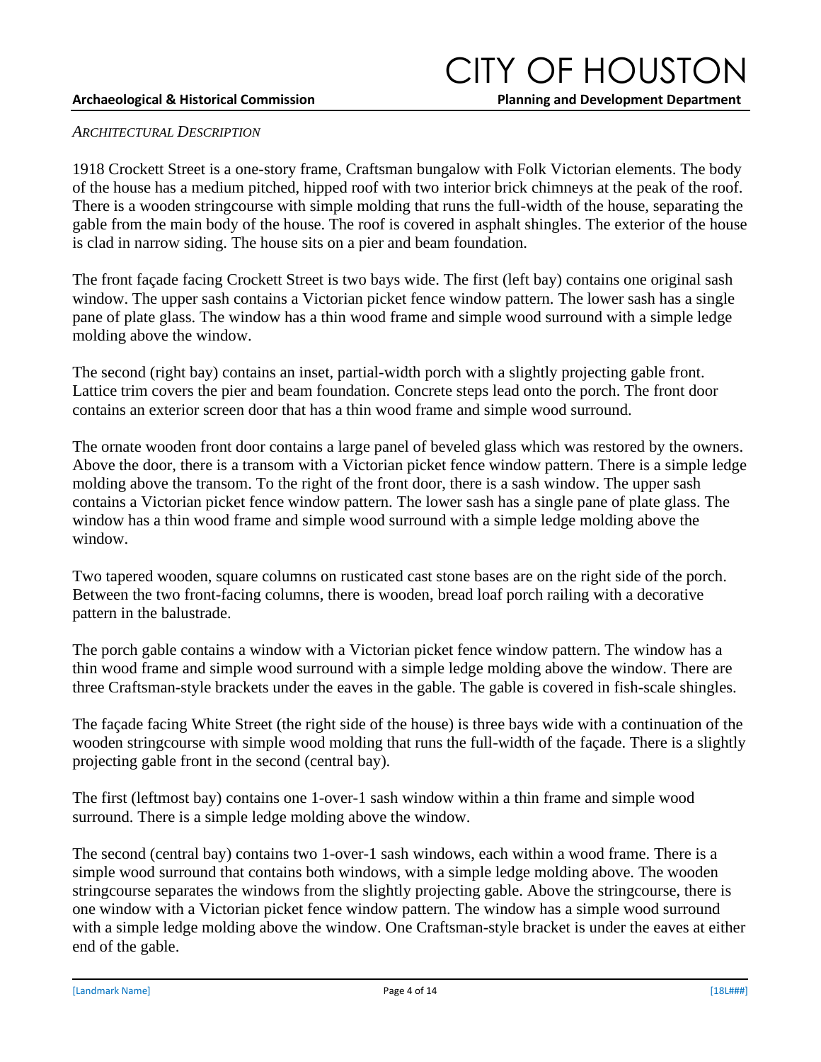*ARCHITECTURAL DESCRIPTION*

1918 Crockett Street is a one-story frame, Craftsman bungalow with Folk Victorian elements. The body of the house has a medium pitched, hipped roof with two interior brick chimneys at the peak of the roof. There is a wooden stringcourse with simple molding that runs the full-width of the house, separating the gable from the main body of the house. The roof is covered in asphalt shingles. The exterior of the house is clad in narrow siding. The house sits on a pier and beam foundation.

The front façade facing Crockett Street is two bays wide. The first (left bay) contains one original sash window. The upper sash contains a Victorian picket fence window pattern. The lower sash has a single pane of plate glass. The window has a thin wood frame and simple wood surround with a simple ledge molding above the window.

The second (right bay) contains an inset, partial-width porch with a slightly projecting gable front. Lattice trim covers the pier and beam foundation. Concrete steps lead onto the porch. The front door contains an exterior screen door that has a thin wood frame and simple wood surround.

The ornate wooden front door contains a large panel of beveled glass which was restored by the owners. Above the door, there is a transom with a Victorian picket fence window pattern. There is a simple ledge molding above the transom. To the right of the front door, there is a sash window. The upper sash contains a Victorian picket fence window pattern. The lower sash has a single pane of plate glass. The window has a thin wood frame and simple wood surround with a simple ledge molding above the window.

Two tapered wooden, square columns on rusticated cast stone bases are on the right side of the porch. Between the two front-facing columns, there is wooden, bread loaf porch railing with a decorative pattern in the balustrade.

The porch gable contains a window with a Victorian picket fence window pattern. The window has a thin wood frame and simple wood surround with a simple ledge molding above the window. There are three Craftsman-style brackets under the eaves in the gable. The gable is covered in fish-scale shingles.

The façade facing White Street (the right side of the house) is three bays wide with a continuation of the wooden stringcourse with simple wood molding that runs the full-width of the façade. There is a slightly projecting gable front in the second (central bay).

The first (leftmost bay) contains one 1-over-1 sash window within a thin frame and simple wood surround. There is a simple ledge molding above the window.

The second (central bay) contains two 1-over-1 sash windows, each within a wood frame. There is a simple wood surround that contains both windows, with a simple ledge molding above. The wooden stringcourse separates the windows from the slightly projecting gable. Above the stringcourse, there is one window with a Victorian picket fence window pattern. The window has a simple wood surround with a simple ledge molding above the window. One Craftsman-style bracket is under the eaves at either end of the gable.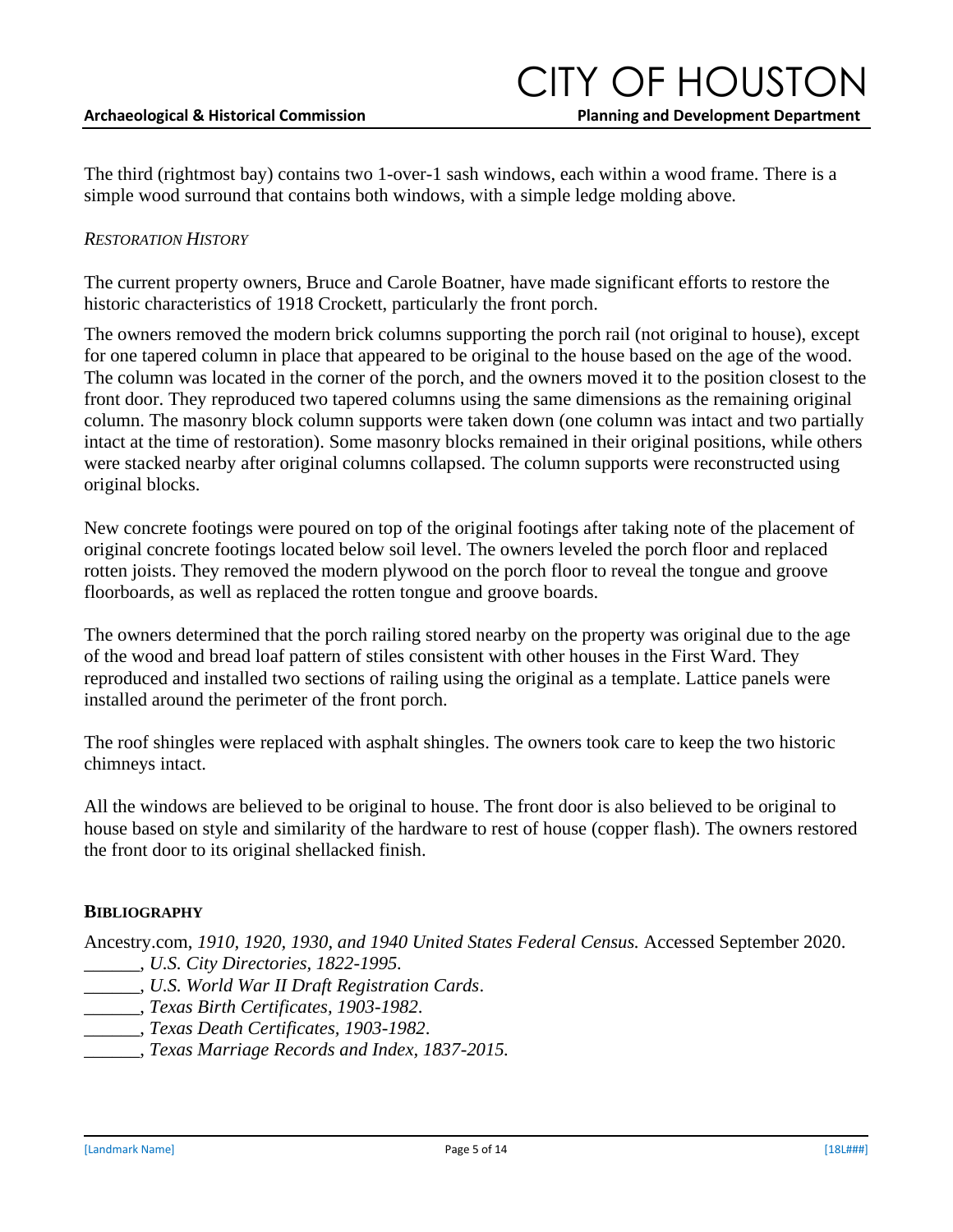The third (rightmost bay) contains two 1-over-1 sash windows, each within a wood frame. There is a simple wood surround that contains both windows, with a simple ledge molding above.

*RESTORATION HISTORY*

The current property owners, Bruce and Carole Boatner, have made significant efforts to restore the historic characteristics of 1918 Crockett, particularly the front porch.

The owners removed the modern brick columns supporting the porch rail (not original to house), except for one tapered column in place that appeared to be original to the house based on the age of the wood. The column was located in the corner of the porch, and the owners moved it to the position closest to the front door. They reproduced two tapered columns using the same dimensions as the remaining original column. The masonry block column supports were taken down (one column was intact and two partially intact at the time of restoration). Some masonry blocks remained in their original positions, while others were stacked nearby after original columns collapsed. The column supports were reconstructed using original blocks.

New concrete footings were poured on top of the original footings after taking note of the placement of original concrete footings located below soil level. The owners leveled the porch floor and replaced rotten joists. They removed the modern plywood on the porch floor to reveal the tongue and groove floorboards, as well as replaced the rotten tongue and groove boards.

The owners determined that the porch railing stored nearby on the property was original due to the age of the wood and bread loaf pattern of stiles consistent with other houses in the First Ward. They reproduced and installed two sections of railing using the original as a template. Lattice panels were installed around the perimeter of the front porch.

The roof shingles were replaced with asphalt shingles. The owners took care to keep the two historic chimneys intact.

All the windows are believed to be original to house. The front door is also believed to be original to house based on style and similarity of the hardware to rest of house (copper flash). The owners restored the front door to its original shellacked finish.

## BIBLIOGRAPHY

Ancestry.com, *1910, 1920, 1930, and 1940 United States Federal Census.* Accessed September 2020.
______, *U.S. City Directories, 1822-1995.*
______, *U.S. World War II Draft Registration Cards*.
______, *Texas Birth Certificates, 1903-1982*.
______, *Texas Death Certificates, 1903-1982*.
______, *Texas Marriage Records and Index, 1837-2015.*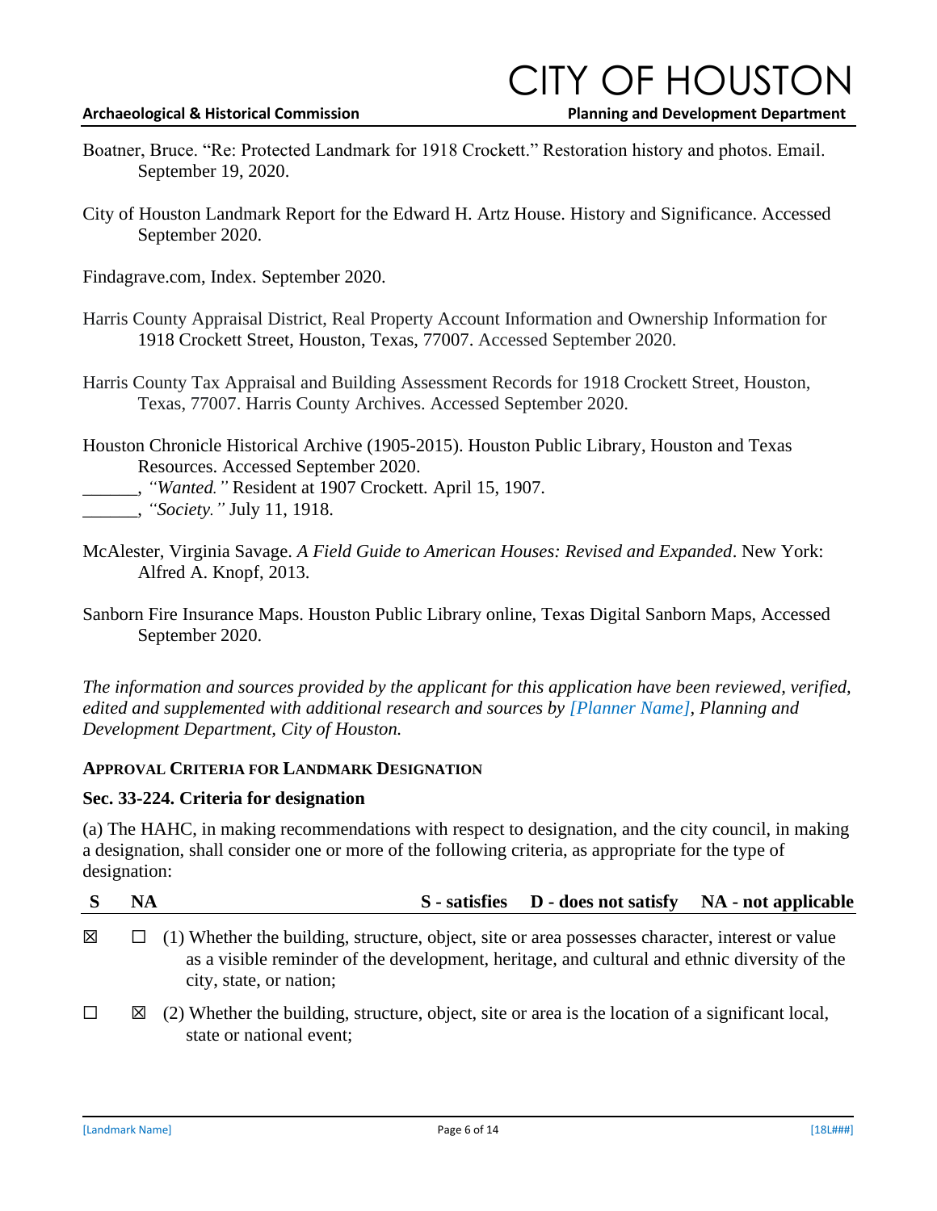Boatner, Bruce. "Re: Protected Landmark for 1918 Crockett." Restoration history and photos. Email. September 19, 2020.

City of Houston Landmark Report for the Edward H. Artz House. History and Significance. Accessed September 2020.

Findagrave.com, Index. September 2020.

Harris County Appraisal District, Real Property Account Information and Ownership Information for 1918 Crockett Street, Houston, Texas, 77007. Accessed September 2020.

Harris County Tax Appraisal and Building Assessment Records for 1918 Crockett Street, Houston, Texas, 77007. Harris County Archives. Accessed September 2020.

Houston Chronicle Historical Archive (1905-2015). Houston Public Library, Houston and Texas Resources. Accessed September 2020.
______, *"Wanted."* Resident at 1907 Crockett. April 15, 1907.
______, *"Society."* July 11, 1918.

McAlester, Virginia Savage. *A Field Guide to American Houses: Revised and Expanded*. New York: Alfred A. Knopf, 2013.

Sanborn Fire Insurance Maps. Houston Public Library online, Texas Digital Sanborn Maps, Accessed September 2020.

*The information and sources provided by the applicant for this application have been reviewed, verified, edited and supplemented with additional research and sources by [Planner Name], Planning and Development Department, City of Houston.*

### APPROVAL CRITERIA FOR LANDMARK DESIGNATION

### Sec. 33-224. Criteria for designation

(a) The HAHC, in making recommendations with respect to designation, and the city council, in making a designation, shall consider one or more of the following criteria, as appropriate for the type of designation:

| S | NA | S - satisfies D - does not satisfy NA - not applicable |
|---|---|---|
| ☒ | ☐ | (1) Whether the building, structure, object, site or area possesses character, interest or value as a visible reminder of the development, heritage, and cultural and ethnic diversity of the city, state, or nation; |
| ☐ | ☒ | (2) Whether the building, structure, object, site or area is the location of a significant local, state or national event; |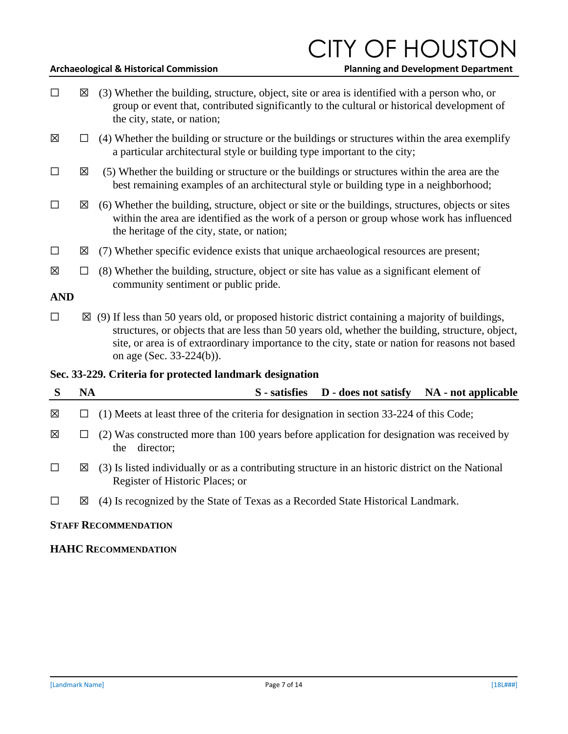☐ ☒ (3) Whether the building, structure, object, site or area is identified with a person who, or group or event that, contributed significantly to the cultural or historical development of the city, state, or nation;

☒ ☐ (4) Whether the building or structure or the buildings or structures within the area exemplify a particular architectural style or building type important to the city;

☐ ☒ (5) Whether the building or structure or the buildings or structures within the area are the best remaining examples of an architectural style or building type in a neighborhood;

☐ ☒ (6) Whether the building, structure, object or site or the buildings, structures, objects or sites within the area are identified as the work of a person or group whose work has influenced the heritage of the city, state, or nation;

☐ ☒ (7) Whether specific evidence exists that unique archaeological resources are present;

☒ ☐ (8) Whether the building, structure, object or site has value as a significant element of community sentiment or public pride.

**AND**

☐ ☒ (9) If less than 50 years old, or proposed historic district containing a majority of buildings, structures, or objects that are less than 50 years old, whether the building, structure, object, site, or area is of extraordinary importance to the city, state or nation for reasons not based on age (Sec. 33-224(b)).

### Sec. 33-229. Criteria for protected landmark designation

| S | NA | S - satisfies D - does not satisfy NA - not applicable |
|---|---|---|
| ☒ | ☐ | (1) Meets at least three of the criteria for designation in section 33-224 of this Code; |
| ☒ | ☐ | (2) Was constructed more than 100 years before application for designation was received by the director; |
| ☐ | ☒ | (3) Is listed individually or as a contributing structure in an historic district on the National Register of Historic Places; or |
| ☐ | ☒ | (4) Is recognized by the State of Texas as a Recorded State Historical Landmark. |

**STAFF RECOMMENDATION**

**HAHC RECOMMENDATION**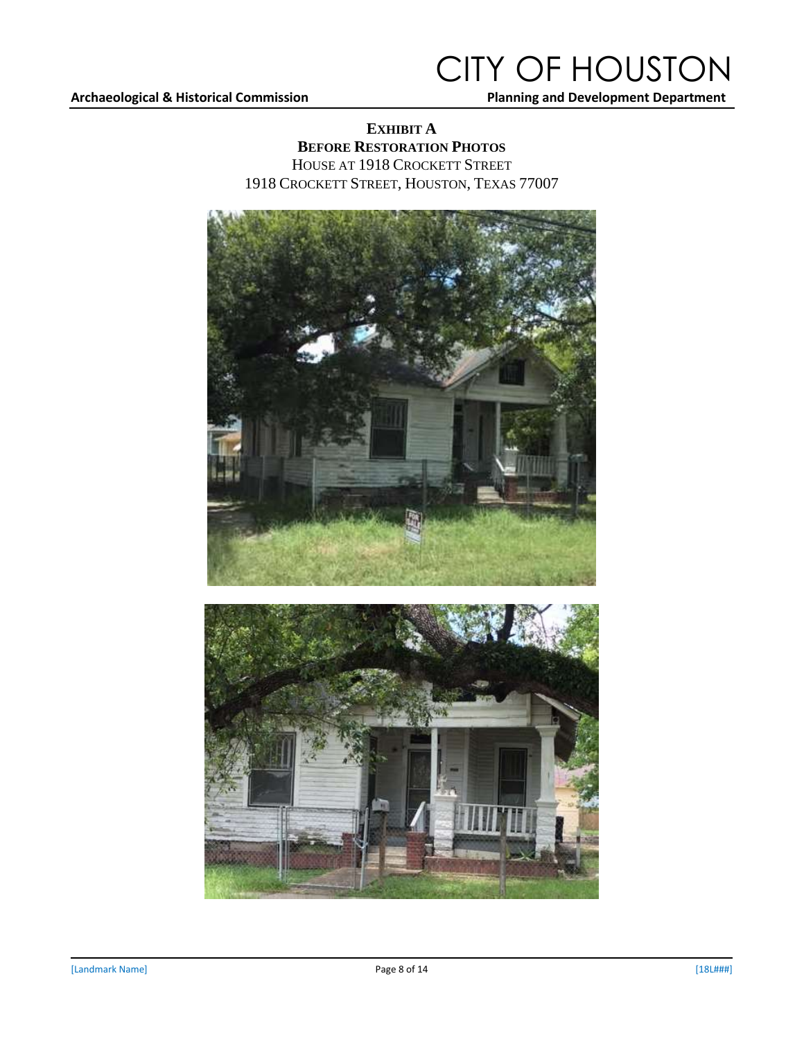**EXHIBIT A**

**BEFORE RESTORATION PHOTOS**

HOUSE AT 1918 CROCKETT STREET

1918 CROCKETT STREET, HOUSTON, TEXAS 77007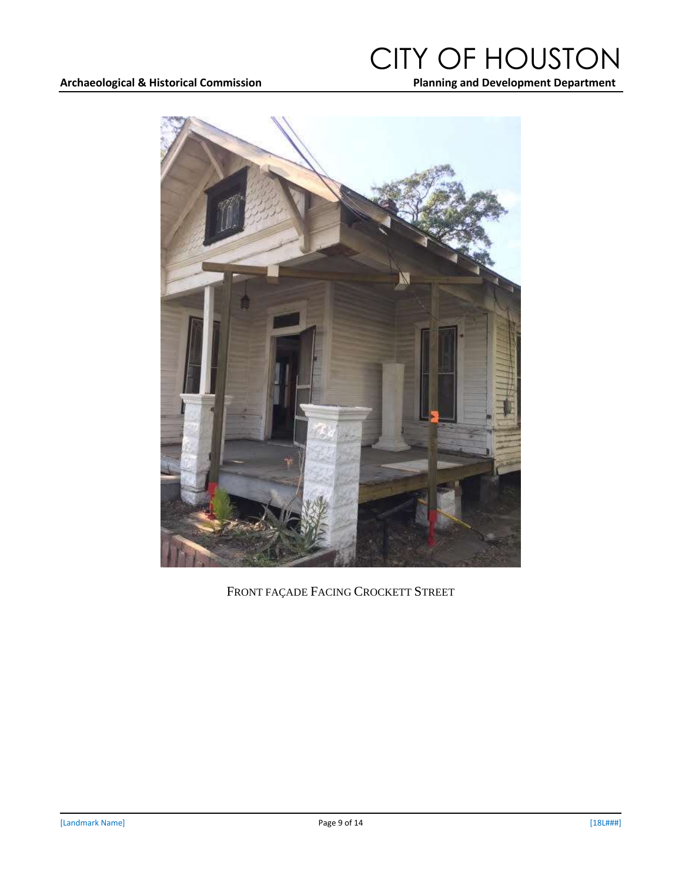FRONT FAÇADE FACING CROCKETT STREET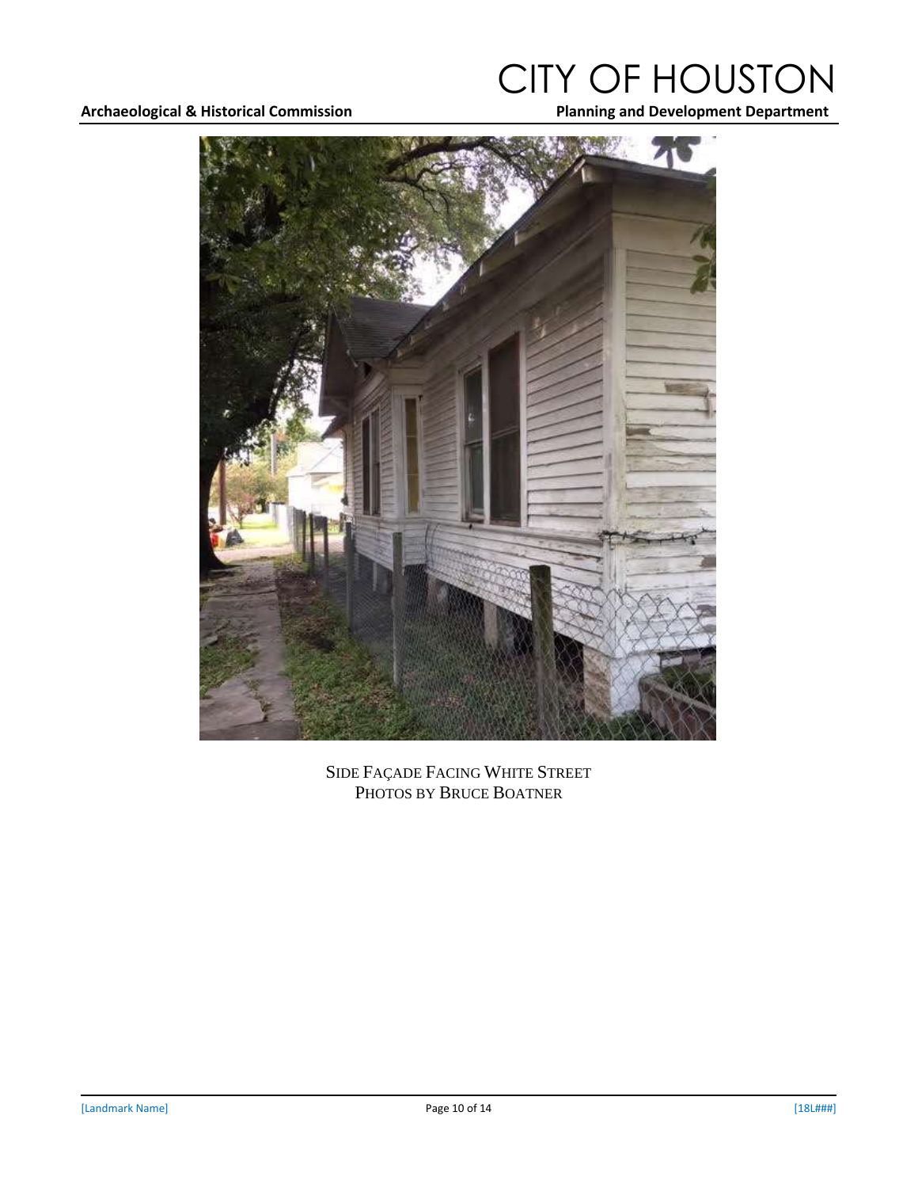SIDE FAÇADE FACING WHITE STREET
PHOTOS BY BRUCE BOATNER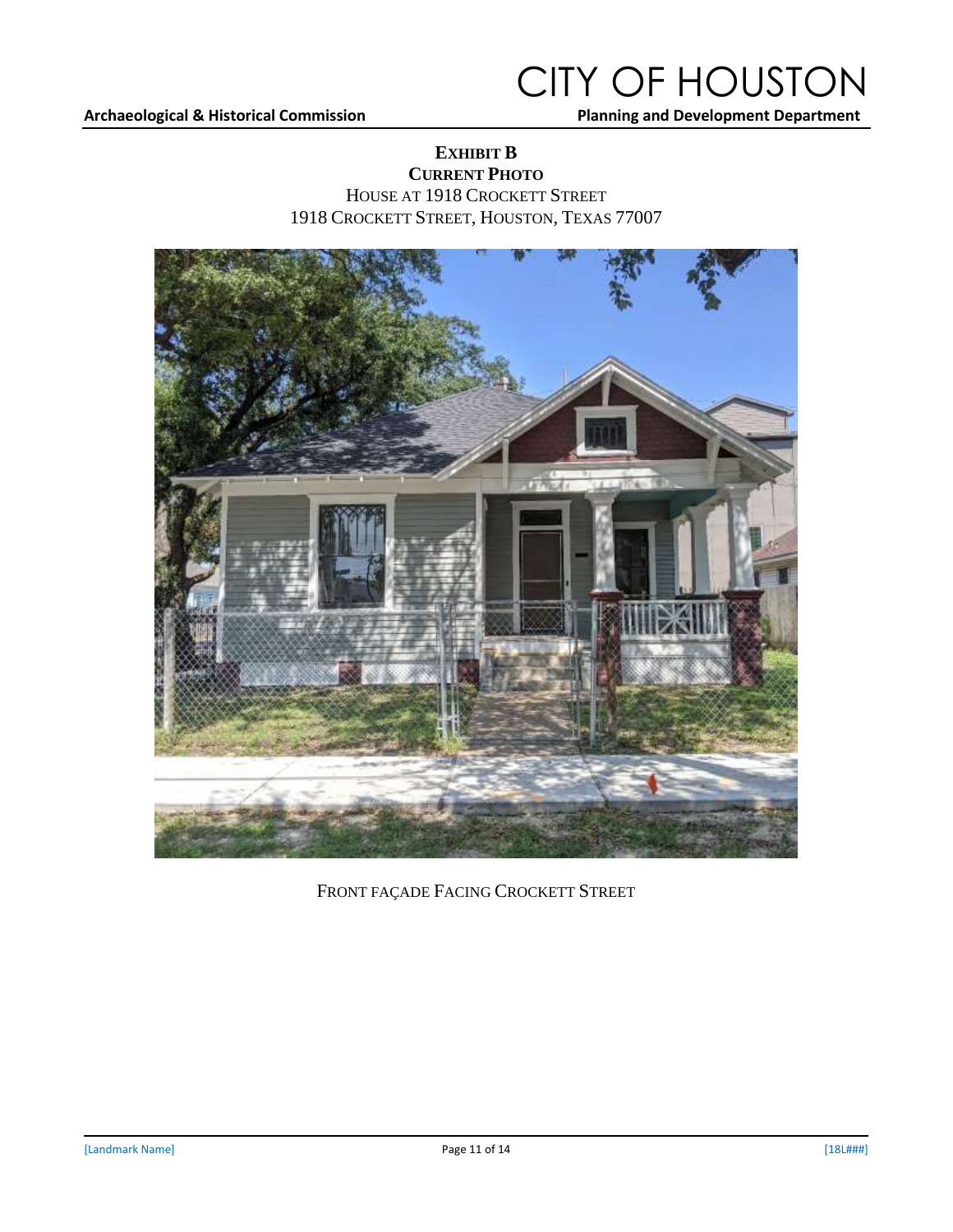**EXHIBIT B**

**CURRENT PHOTO**

HOUSE AT 1918 CROCKETT STREET

1918 CROCKETT STREET, HOUSTON, TEXAS 77007

FRONT FAÇADE FACING CROCKETT STREET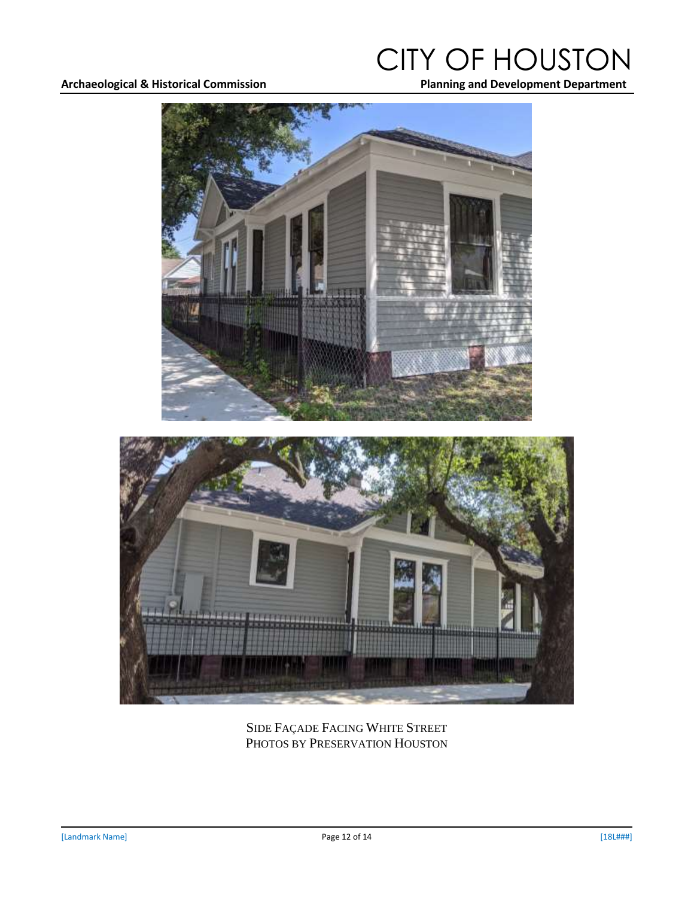SIDE FAÇADE FACING WHITE STREET
PHOTOS BY PRESERVATION HOUSTON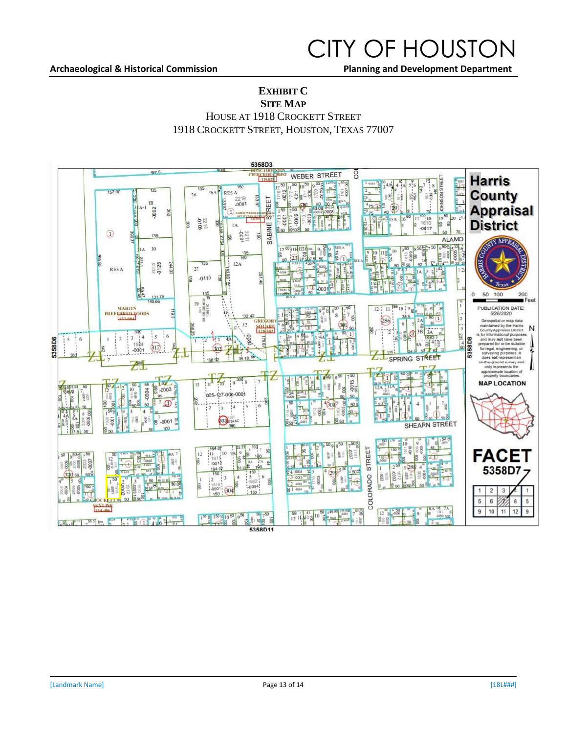# CITY OF HOUSTON

**Archaeological & Historical Commission** | **Planning and Development Department**

**EXHIBIT C**
**SITE MAP**
HOUSE AT 1918 CROCKETT STREET
1918 CROCKETT STREET, HOUSTON, TEXAS 77007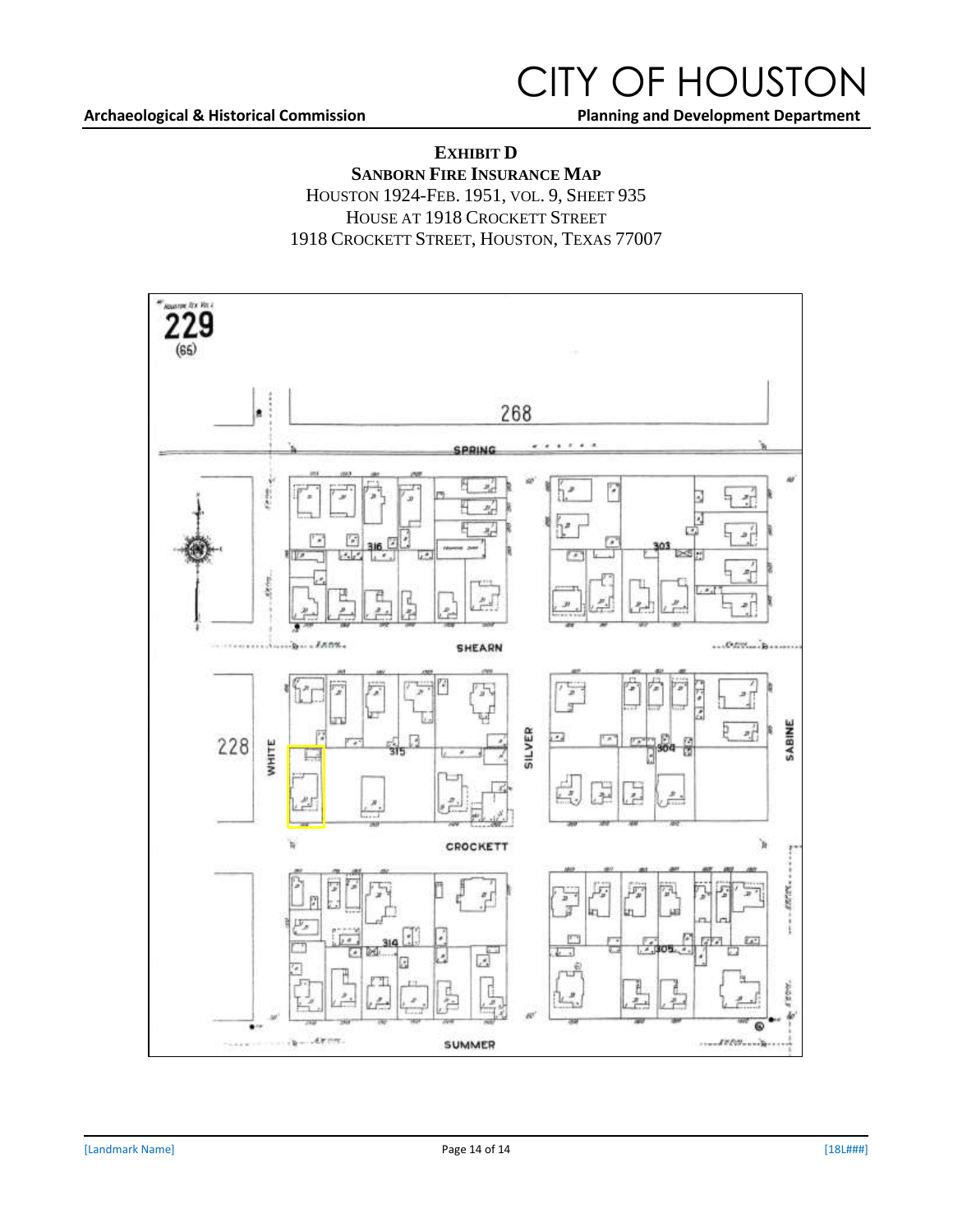**EXHIBIT D**

**SANBORN FIRE INSURANCE MAP**

HOUSTON 1924-FEB. 1951, VOL. 9, SHEET 935

HOUSE AT 1918 CROCKETT STREET

1918 CROCKETT STREET, HOUSTON, TEXAS 77007